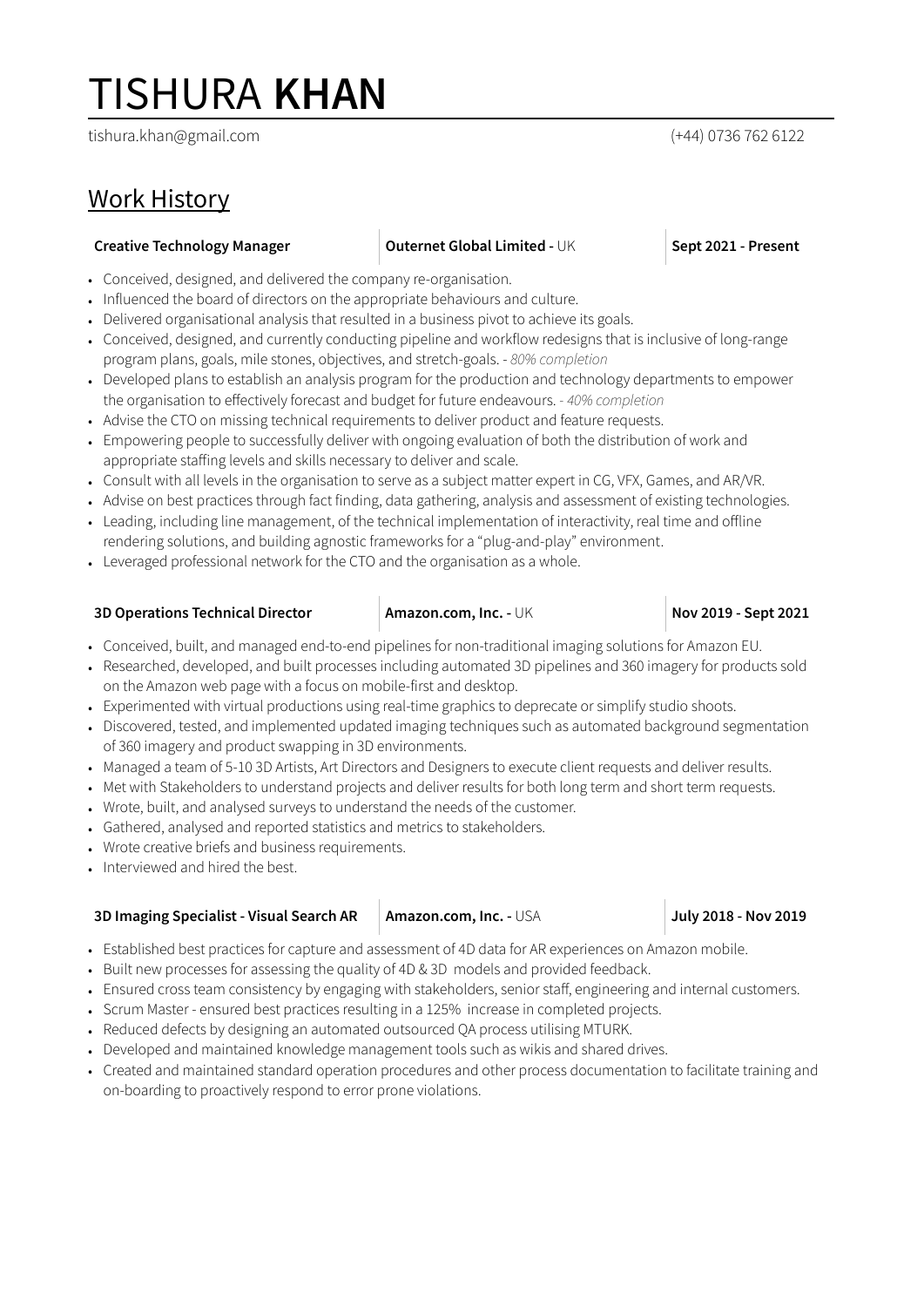# TISHURA **KHAN**

tishura.khan@gmail.com (+44) 0736 762 6122

## Work History

**Creative Technology Manager** | **Outernet Global Limited -** UK | **Sept 2021 - Present**

- Conceived, designed, and delivered the company re-organisation.
- Influenced the board of directors on the appropriate behaviours and culture.
- Delivered organisational analysis that resulted in a business pivot to achieve its goals.
- Conceived, designed, and currently conducting pipeline and workflow redesigns that is inclusive of long-range program plans, goals, mile stones, objectives, and stretch-goals. - *80% completion*
- Developed plans to establish an analysis program for the production and technology departments to empower the organisation to effectively forecast and budget for future endeavours. *- 40% completion*
- Advise the CTO on missing technical requirements to deliver product and feature requests.
- Empowering people to successfully deliver with ongoing evaluation of both the distribution of work and appropriate staffing levels and skills necessary to deliver and scale.
- Consult with all levels in the organisation to serve as a subject matter expert in CG, VFX, Games, and AR/VR.
- Advise on best practices through fact finding, data gathering, analysis and assessment of existing technologies.
- Leading, including line management, of the technical implementation of interactivity, real time and offline rendering solutions, and building agnostic frameworks for a "plug-and-play" environment.
- Leveraged professional network for the CTO and the organisation as a whole.

**3D Operations Technical Director** | **Amazon.com, Inc. -** UK | **Nov 2019 - Sept 2021**

- Conceived, built, and managed end-to-end pipelines for non-traditional imaging solutions for Amazon EU.
- Researched, developed, and built processes including automated 3D pipelines and 360 imagery for products sold on the Amazon web page with a focus on mobile-first and desktop.
- Experimented with virtual productions using real-time graphics to deprecate or simplify studio shoots.
- Discovered, tested, and implemented updated imaging techniques such as automated background segmentation of 360 imagery and product swapping in 3D environments.
- Managed a team of 5-10 3D Artists, Art Directors and Designers to execute client requests and deliver results.
- Met with Stakeholders to understand projects and deliver results for both long term and short term requests.
- Wrote, built, and analysed surveys to understand the needs of the customer.
- Gathered, analysed and reported statistics and metrics to stakeholders.
- Wrote creative briefs and business requirements.
- Interviewed and hired the best.

**3D Imaging Specialist - Visual Search AR** | **Amazon.com, Inc. -** USA | **July 2018 - Nov 2019**

- Established best practices for capture and assessment of 4D data for AR experiences on Amazon mobile.
- Built new processes for assessing the quality of 4D & 3D models and provided feedback.
- Ensured cross team consistency by engaging with stakeholders, senior staff, engineering and internal customers.
- Scrum Master - ensured best practices resulting in a 125% increase in completed projects.
- Reduced defects by designing an automated outsourced QA process utilising MTURK.
- Developed and maintained knowledge management tools such as wikis and shared drives.
- Created and maintained standard operation procedures and other process documentation to facilitate training and on-boarding to proactively respond to error prone violations.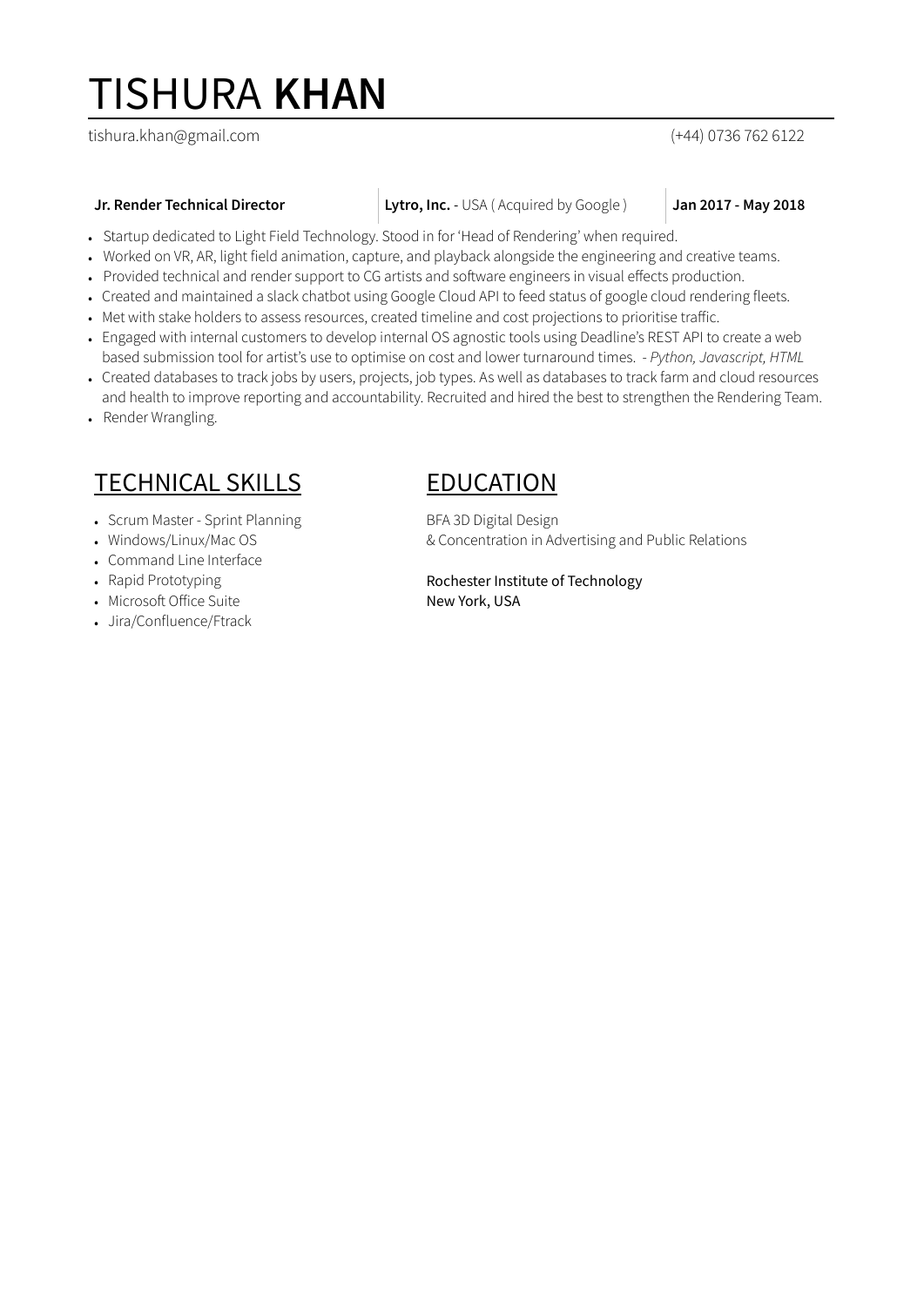# TISHURA **KHAN**

tishura.khan@gmail.com | (+44) 0736 762 6122

**Jr. Render Technical Director** | **Lytro, Inc.** - USA ( Acquired by Google ) | **Jan 2017 - May 2018**

- Startup dedicated to Light Field Technology. Stood in for 'Head of Rendering' when required.
- Worked on VR, AR, light field animation, capture, and playback alongside the engineering and creative teams.
- Provided technical and render support to CG artists and software engineers in visual effects production.
- Created and maintained a slack chatbot using Google Cloud API to feed status of google cloud rendering fleets.
- Met with stake holders to assess resources, created timeline and cost projections to prioritise traffic.
- Engaged with internal customers to develop internal OS agnostic tools using Deadline's REST API to create a web based submission tool for artist's use to optimise on cost and lower turnaround times. *- Python, Javascript, HTML*
- Created databases to track jobs by users, projects, job types. As well as databases to track farm and cloud resources and health to improve reporting and accountability. Recruited and hired the best to strengthen the Rendering Team.
- Render Wrangling.

## TECHNICAL SKILLS

- Scrum Master - Sprint Planning
- Windows/Linux/Mac OS
- Command Line Interface
- Rapid Prototyping
- Microsoft Office Suite
- Jira/Confluence/Ftrack

## EDUCATION

BFA 3D Digital Design
& Concentration in Advertising and Public Relations

Rochester Institute of Technology
New York, USA